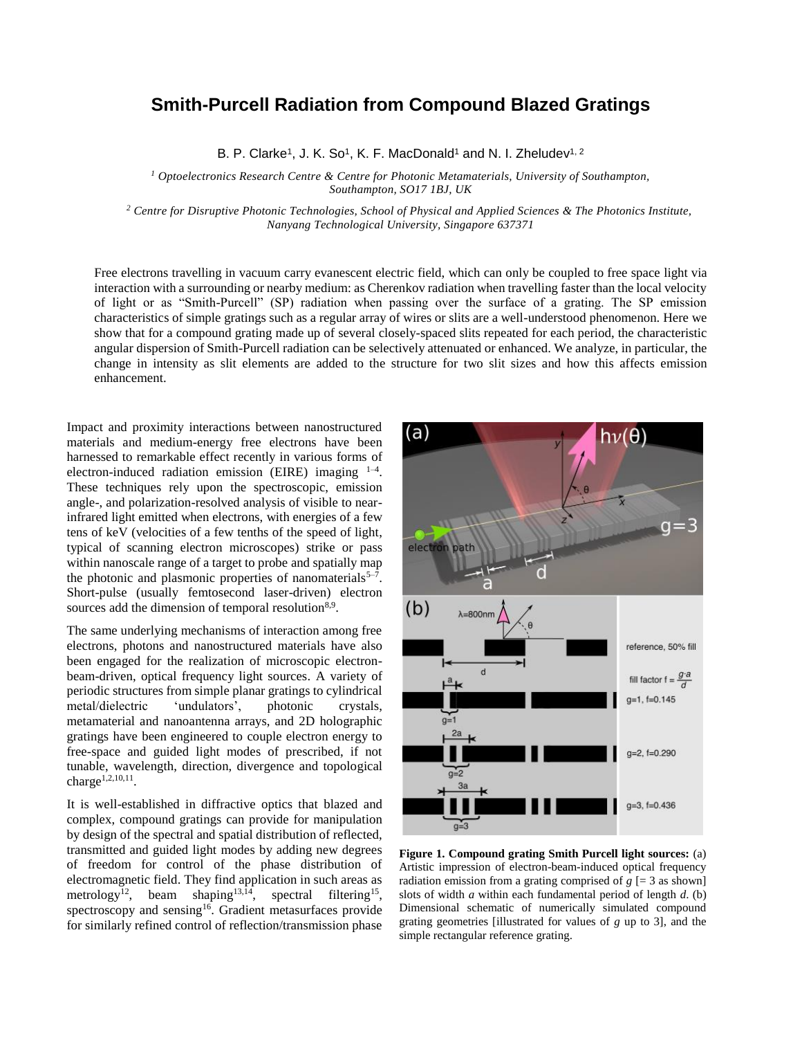# Smith-Purcell Radiation from Compound Blazed Gratings

B. P. Clarke[1], J. K. So[1], K. F. MacDonald[1] and N. I. Zheludev[1, 2]

[1] *Optoelectronics Research Centre & Centre for Photonic Metamaterials, University of Southampton, Southampton, SO17 1BJ, UK*

[2] *Centre for Disruptive Photonic Technologies, School of Physical and Applied Sciences & The Photonics Institute, Nanyang Technological University, Singapore 637371*

Free electrons travelling in vacuum carry evanescent electric field, which can only be coupled to free space light via interaction with a surrounding or nearby medium: as Cherenkov radiation when travelling faster than the local velocity of light or as "Smith-Purcell" (SP) radiation when passing over the surface of a grating. The SP emission characteristics of simple gratings such as a regular array of wires or slits are a well-understood phenomenon. Here we show that for a compound grating made up of several closely-spaced slits repeated for each period, the characteristic angular dispersion of Smith-Purcell radiation can be selectively attenuated or enhanced. We analyze, in particular, the change in intensity as slit elements are added to the structure for two slit sizes and how this affects emission enhancement.

Impact and proximity interactions between nanostructured materials and medium-energy free electrons have been harnessed to remarkable effect recently in various forms of electron-induced radiation emission (EIRE) imaging [1–4]. These techniques rely upon the spectroscopic, emission angle-, and polarization-resolved analysis of visible to near-infrared light emitted when electrons, with energies of a few tens of keV (velocities of a few tenths of the speed of light, typical of scanning electron microscopes) strike or pass within nanoscale range of a target to probe and spatially map the photonic and plasmonic properties of nanomaterials[5–7]. Short-pulse (usually femtosecond laser-driven) electron sources add the dimension of temporal resolution[8,9].

The same underlying mechanisms of interaction among free electrons, photons and nanostructured materials have also been engaged for the realization of microscopic electron-beam-driven, optical frequency light sources. A variety of periodic structures from simple planar gratings to cylindrical metal/dielectric 'undulators', photonic crystals, metamaterial and nanoantenna arrays, and 2D holographic gratings have been engineered to couple electron energy to free-space and guided light modes of prescribed, if not tunable, wavelength, direction, divergence and topological charge[1,2,10,11].

It is well-established in diffractive optics that blazed and complex, compound gratings can provide for manipulation by design of the spectral and spatial distribution of reflected, transmitted and guided light modes by adding new degrees of freedom for control of the phase distribution of electromagnetic field. They find application in such areas as metrology[12], beam shaping[13,14], spectral filtering[15], spectroscopy and sensing[16]. Gradient metasurfaces provide for similarly refined control of reflection/transmission phase

**Figure 1. Compound grating Smith Purcell light sources:** (a) Artistic impression of electron-beam-induced optical frequency radiation emission from a grating comprised of $g$ [= 3 as shown] slots of width $a$ within each fundamental period of length $d$. (b) Dimensional schematic of numerically simulated compound grating geometries [illustrated for values of $g$ up to 3], and the simple rectangular reference grating.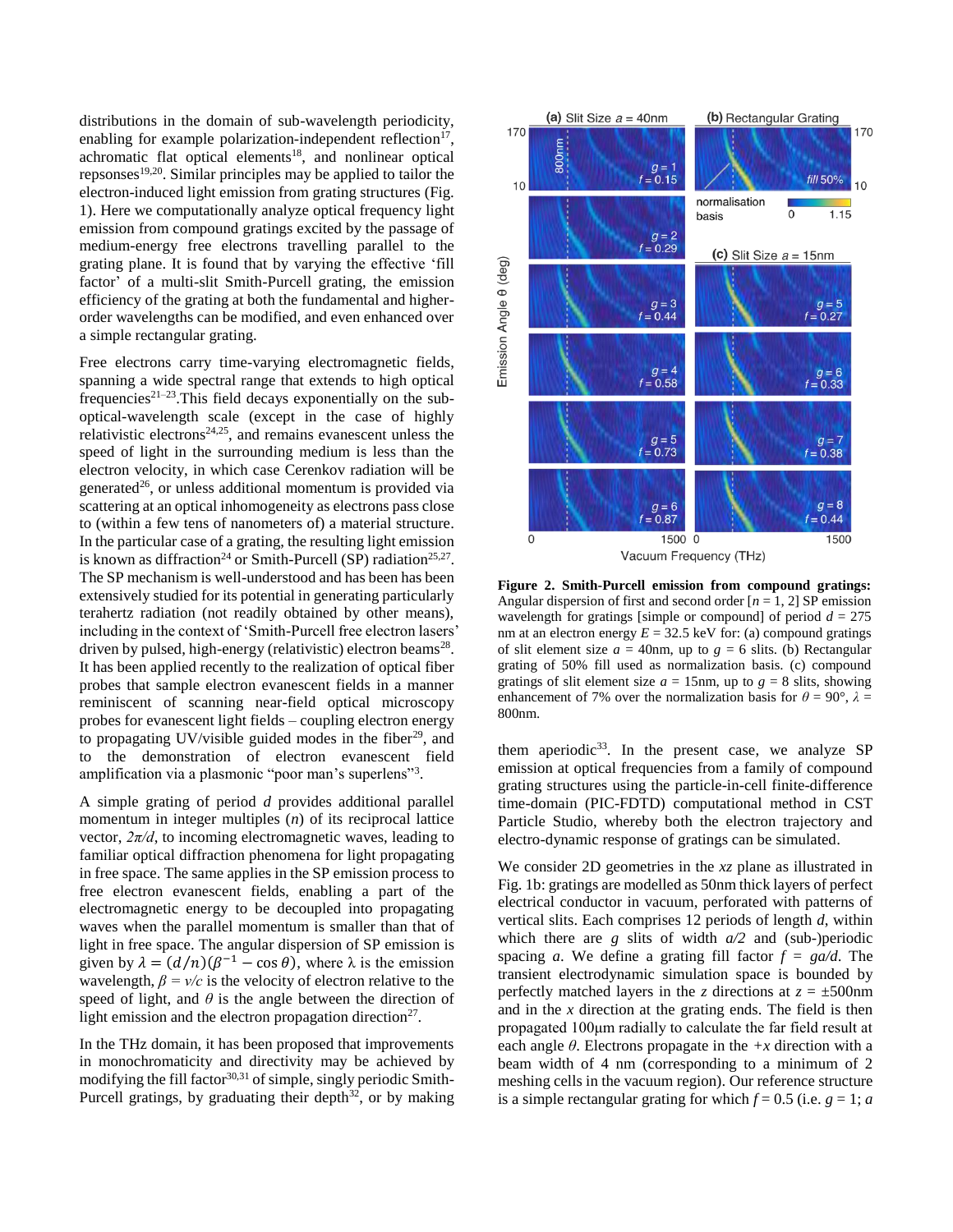distributions in the domain of sub-wavelength periodicity, enabling for example polarization-independent reflection[17], achromatic flat optical elements[18], and nonlinear optical repsonses[19,20]. Similar principles may be applied to tailor the electron-induced light emission from grating structures (Fig. 1). Here we computationally analyze optical frequency light emission from compound gratings excited by the passage of medium-energy free electrons travelling parallel to the grating plane. It is found that by varying the effective 'fill factor' of a multi-slit Smith-Purcell grating, the emission efficiency of the grating at both the fundamental and higher-order wavelengths can be modified, and even enhanced over a simple rectangular grating.

Free electrons carry time-varying electromagnetic fields, spanning a wide spectral range that extends to high optical frequencies[21–23].This field decays exponentially on the sub-optical-wavelength scale (except in the case of highly relativistic electrons[24,25], and remains evanescent unless the speed of light in the surrounding medium is less than the electron velocity, in which case Cerenkov radiation will be generated[26], or unless additional momentum is provided via scattering at an optical inhomogeneity as electrons pass close to (within a few tens of nanometers of) a material structure. In the particular case of a grating, the resulting light emission is known as diffraction[24] or Smith-Purcell (SP) radiation[25,27]. The SP mechanism is well-understood and has been has been extensively studied for its potential in generating particularly terahertz radiation (not readily obtained by other means), including in the context of 'Smith-Purcell free electron lasers' driven by pulsed, high-energy (relativistic) electron beams[28]. It has been applied recently to the realization of optical fiber probes that sample electron evanescent fields in a manner reminiscent of scanning near-field optical microscopy probes for evanescent light fields – coupling electron energy to propagating UV/visible guided modes in the fiber[29], and to the demonstration of electron evanescent field amplification via a plasmonic "poor man's superlens"[3].

A simple grating of period $d$ provides additional parallel momentum in integer multiples ($n$) of its reciprocal lattice vector, $2\pi/d$, to incoming electromagnetic waves, leading to familiar optical diffraction phenomena for light propagating in free space. The same applies in the SP emission process to free electron evanescent fields, enabling a part of the electromagnetic energy to be decoupled into propagating waves when the parallel momentum is smaller than that of light in free space. The angular dispersion of SP emission is given by $\lambda = (d/n)(\beta^{-1} - \cos\theta)$, where λ is the emission wavelength, $\beta = v/c$ is the velocity of electron relative to the speed of light, and $\theta$ is the angle between the direction of light emission and the electron propagation direction[27].

In the THz domain, it has been proposed that improvements in monochromaticity and directivity may be achieved by modifying the fill factor[30,31] of simple, singly periodic Smith-Purcell gratings, by graduating their depth[32], or by making them aperiodic[33]. In the present case, we analyze SP emission at optical frequencies from a family of compound grating structures using the particle-in-cell finite-difference time-domain (PIC-FDTD) computational method in CST Particle Studio, whereby both the electron trajectory and electro-dynamic response of gratings can be simulated.

**Figure 2. Smith-Purcell emission from compound gratings:** Angular dispersion of first and second order [$n$ = 1, 2] SP emission wavelength for gratings [simple or compound] of period $d$ = 275 nm at an electron energy $E$ = 32.5 keV for: (a) compound gratings of slit element size $a$ = 40nm, up to $g$ = 6 slits. (b) Rectangular grating of 50% fill used as normalization basis. (c) compound gratings of slit element size $a$ = 15nm, up to $g$ = 8 slits, showing enhancement of 7% over the normalization basis for $\theta$ = 90°, $\lambda$ = 800nm.

We consider 2D geometries in the $xz$ plane as illustrated in Fig. 1b: gratings are modelled as 50nm thick layers of perfect electrical conductor in vacuum, perforated with patterns of vertical slits. Each comprises 12 periods of length $d$, within which there are $g$ slits of width $a/2$ and (sub-)periodic spacing $a$. We define a grating fill factor $f = ga/d$. The transient electrodynamic simulation space is bounded by perfectly matched layers in the $z$ directions at $z$ = ±500nm and in the $x$ direction at the grating ends. The field is then propagated 100µm radially to calculate the far field result at each angle $\theta$. Electrons propagate in the $+x$ direction with a beam width of 4 nm (corresponding to a minimum of 2 meshing cells in the vacuum region). Our reference structure is a simple rectangular grating for which $f$ = 0.5 (i.e. $g$ = 1; $a$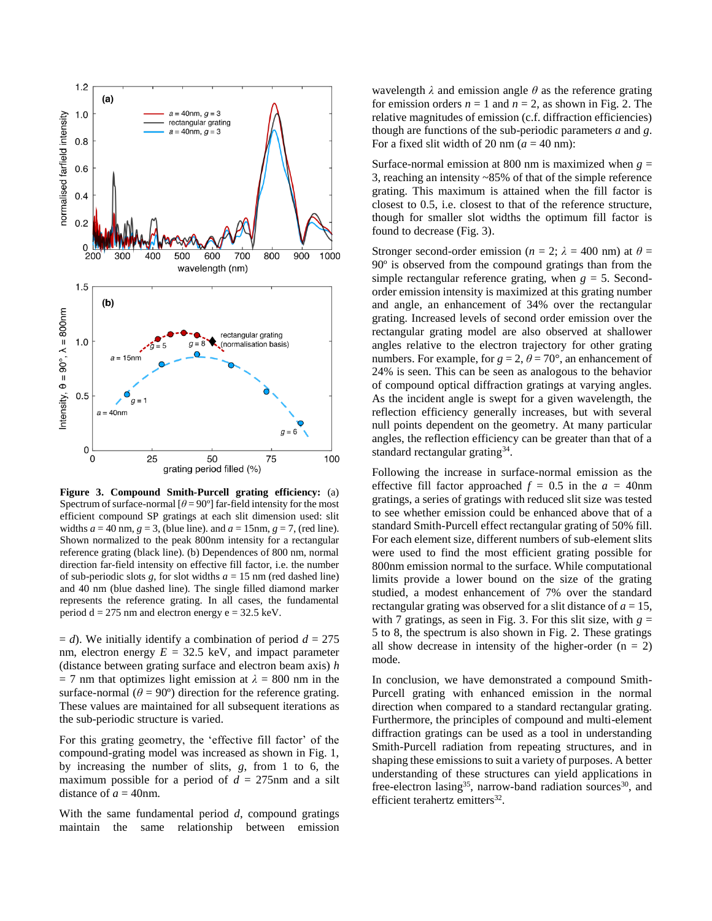**Figure 3. Compound Smith-Purcell grating efficiency:** (a) Spectrum of surface-normal [$\theta = 90^o$] far-field intensity for the most efficient compound SP gratings at each slit dimension used: slit widths $a = 40$ nm, $g = 3$, (blue line). and $a = 15$nm, $g = 7$, (red line). Shown normalized to the peak 800nm intensity for a rectangular reference grating (black line). (b) Dependences of 800 nm, normal direction far-field intensity on effective fill factor, i.e. the number of sub-periodic slots $g$, for slot widths $a = 15$ nm (red dashed line) and 40 nm (blue dashed line). The single filled diamond marker represents the reference grating. In all cases, the fundamental period d = 275 nm and electron energy e = 32.5 keV.

$= d$). We initially identify a combination of period $d = 275$ nm, electron energy $E = 32.5$ keV, and impact parameter (distance between grating surface and electron beam axis) $h = 7$ nm that optimizes light emission at $\lambda = 800$ nm in the surface-normal ($\theta = 90^o$) direction for the reference grating. These values are maintained for all subsequent iterations as the sub-periodic structure is varied.

For this grating geometry, the 'effective fill factor' of the compound-grating model was increased as shown in Fig. 1, by increasing the number of slits, $g$, from 1 to 6, the maximum possible for a period of $d = 275$nm and a silt distance of $a = 40$nm.

With the same fundamental period $d$, compound gratings maintain the same relationship between emission wavelength $\lambda$ and emission angle $\theta$ as the reference grating for emission orders $n = 1$ and $n = 2$, as shown in Fig. 2. The relative magnitudes of emission (c.f. diffraction efficiencies) though are functions of the sub-periodic parameters $a$ and $g$. For a fixed slit width of 20 nm ($a = 40$ nm):

Surface-normal emission at 800 nm is maximized when $g = 3$, reaching an intensity ~85% of that of the simple reference grating. This maximum is attained when the fill factor is closest to 0.5, i.e. closest to that of the reference structure, though for smaller slot widths the optimum fill factor is found to decrease (Fig. 3).

Stronger second-order emission ($n = 2$; $\lambda = 400$ nm) at $\theta = 90^o$ is observed from the compound gratings than from the simple rectangular reference grating, when $g = 5$. Second-order emission intensity is maximized at this grating number and angle, an enhancement of 34% over the rectangular grating. Increased levels of second order emission over the rectangular grating model are also observed at shallower grating angles relative to the electron trajectory for other grating numbers. For example, for $g = 2$, $\theta = 70°$, an enhancement of 24% is seen. This can be seen as analogous to the behavior of compound optical diffraction gratings at varying angles. As the incident angle is swept for a given wavelength, the reflection efficiency generally increases, but with several null points dependent on the geometry. At many particular angles, the reflection efficiency can be greater than that of a standard rectangular grating[34].

Following the increase in surface-normal emission as the effective fill factor approached $f = 0.5$ in the $a = 40$nm gratings, a series of gratings with reduced slit size was tested to see whether emission could be enhanced above that of a standard Smith-Purcell effect rectangular grating of 50% fill. For each element size, different numbers of sub-element slits were used to find the most efficient grating possible for 800nm emission normal to the surface. While computational limits provide a lower bound on the size of the grating studied, a modest enhancement of 7% over the standard rectangular grating was observed for a slit distance of $a = 15$, with 7 gratings, as seen in Fig. 3. For this slit size, with $g = 5$ to 8, the spectrum is also shown in Fig. 2. These gratings all show decrease in intensity of the higher-order (n = 2) mode.

In conclusion, we have demonstrated a compound Smith-Purcell grating with enhanced emission in the normal direction when compared to a standard rectangular grating. Furthermore, the principles of compound and multi-element diffraction gratings can be used as a tool in understanding Smith-Purcell radiation from repeating structures, and in shaping these emissions to suit a variety of purposes. A better understanding of these structures can yield applications in free-electron lasing[35], narrow-band radiation sources[30], and efficient terahertz emitters[32].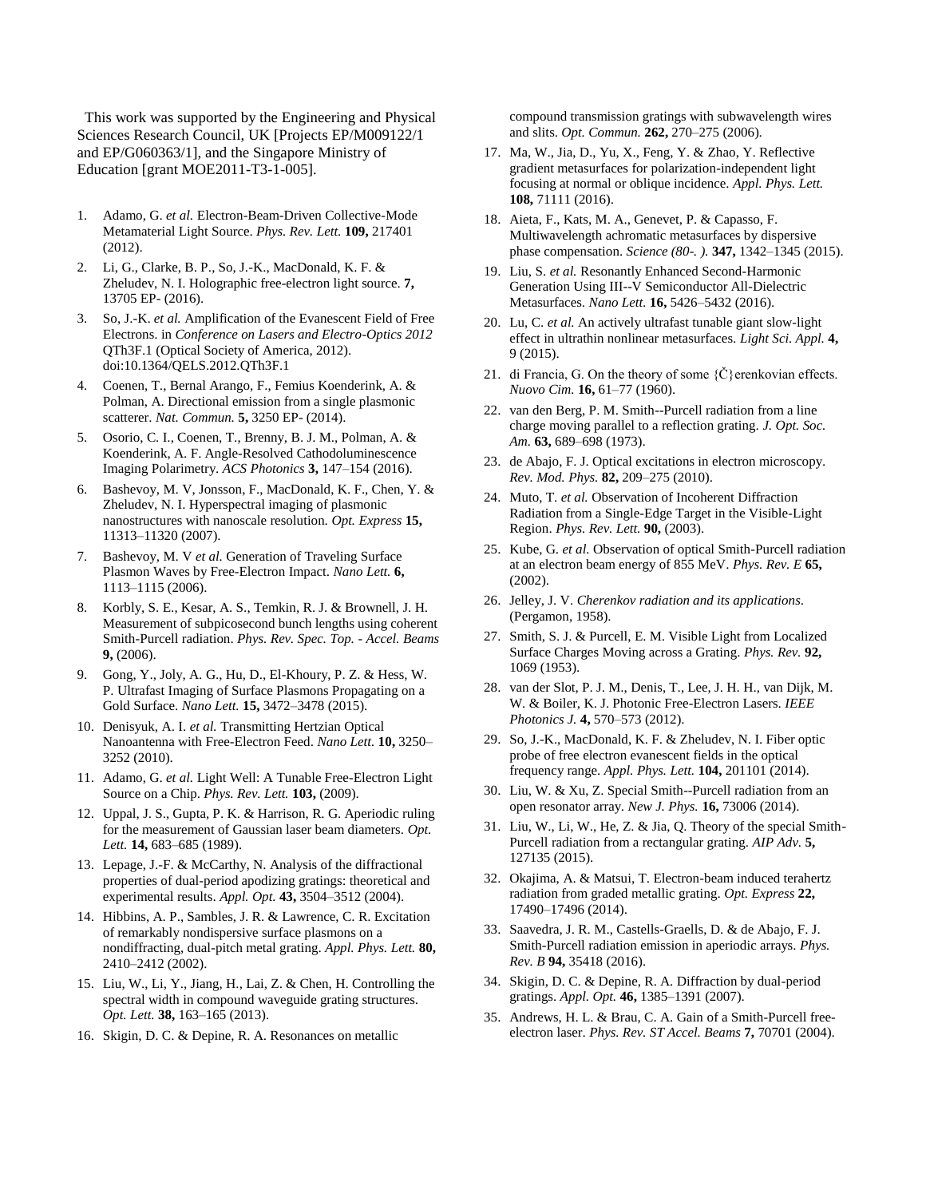This work was supported by the Engineering and Physical Sciences Research Council, UK [Projects EP/M009122/1 and EP/G060363/1], and the Singapore Ministry of Education [grant MOE2011-T3-1-005].

1. Adamo, G. *et al.* Electron-Beam-Driven Collective-Mode Metamaterial Light Source. *Phys. Rev. Lett.* **109,** 217401 (2012).
2. Li, G., Clarke, B. P., So, J.-K., MacDonald, K. F. & Zheludev, N. I. Holographic free-electron light source. **7,** 13705 EP- (2016).
3. So, J.-K. *et al.* Amplification of the Evanescent Field of Free Electrons. in *Conference on Lasers and Electro-Optics 2012* QTh3F.1 (Optical Society of America, 2012). doi:10.1364/QELS.2012.QTh3F.1
4. Coenen, T., Bernal Arango, F., Femius Koenderink, A. & Polman, A. Directional emission from a single plasmonic scatterer. *Nat. Commun.* **5,** 3250 EP- (2014).
5. Osorio, C. I., Coenen, T., Brenny, B. J. M., Polman, A. & Koenderink, A. F. Angle-Resolved Cathodoluminescence Imaging Polarimetry. *ACS Photonics* **3,** 147–154 (2016).
6. Bashevoy, M. V, Jonsson, F., MacDonald, K. F., Chen, Y. & Zheludev, N. I. Hyperspectral imaging of plasmonic nanostructures with nanoscale resolution. *Opt. Express* **15,** 11313–11320 (2007).
7. Bashevoy, M. V *et al.* Generation of Traveling Surface Plasmon Waves by Free-Electron Impact. *Nano Lett.* **6,** 1113–1115 (2006).
8. Korbly, S. E., Kesar, A. S., Temkin, R. J. & Brownell, J. H. Measurement of subpicosecond bunch lengths using coherent Smith-Purcell radiation. *Phys. Rev. Spec. Top. - Accel. Beams* **9,** (2006).
9. Gong, Y., Joly, A. G., Hu, D., El-Khoury, P. Z. & Hess, W. P. Ultrafast Imaging of Surface Plasmons Propagating on a Gold Surface. *Nano Lett.* **15,** 3472–3478 (2015).
10. Denisyuk, A. I. *et al.* Transmitting Hertzian Optical Nanoantenna with Free-Electron Feed. *Nano Lett.* **10,** 3250–3252 (2010).
11. Adamo, G. *et al.* Light Well: A Tunable Free-Electron Light Source on a Chip. *Phys. Rev. Lett.* **103,** (2009).
12. Uppal, J. S., Gupta, P. K. & Harrison, R. G. Aperiodic ruling for the measurement of Gaussian laser beam diameters. *Opt. Lett.* **14,** 683–685 (1989).
13. Lepage, J.-F. & McCarthy, N. Analysis of the diffractional properties of dual-period apodizing gratings: theoretical and experimental results. *Appl. Opt.* **43,** 3504–3512 (2004).
14. Hibbins, A. P., Sambles, J. R. & Lawrence, C. R. Excitation of remarkably nondispersive surface plasmons on a nondiffracting, dual-pitch metal grating. *Appl. Phys. Lett.* **80,** 2410–2412 (2002).
15. Liu, W., Li, Y., Jiang, H., Lai, Z. & Chen, H. Controlling the spectral width in compound waveguide grating structures. *Opt. Lett.* **38,** 163–165 (2013).
16. Skigin, D. C. & Depine, R. A. Resonances on metallic compound transmission gratings with subwavelength wires and slits. *Opt. Commun.* **262,** 270–275 (2006).
17. Ma, W., Jia, D., Yu, X., Feng, Y. & Zhao, Y. Reflective gradient metasurfaces for polarization-independent light focusing at normal or oblique incidence. *Appl. Phys. Lett.* **108,** 71111 (2016).
18. Aieta, F., Kats, M. A., Genevet, P. & Capasso, F. Multiwavelength achromatic metasurfaces by dispersive phase compensation. *Science (80-. ).* **347,** 1342–1345 (2015).
19. Liu, S. *et al.* Resonantly Enhanced Second-Harmonic Generation Using III--V Semiconductor All-Dielectric Metasurfaces. *Nano Lett.* **16,** 5426–5432 (2016).
20. Lu, C. *et al.* An actively ultrafast tunable giant slow-light effect in ultrathin nonlinear metasurfaces. *Light Sci. Appl.* **4,** 9 (2015).
21. di Francia, G. On the theory of some {Č}erenkovian effects. *Nuovo Cim.* **16,** 61–77 (1960).
22. van den Berg, P. M. Smith--Purcell radiation from a line charge moving parallel to a reflection grating. *J. Opt. Soc. Am.* **63,** 689–698 (1973).
23. de Abajo, F. J. Optical excitations in electron microscopy. *Rev. Mod. Phys.* **82,** 209–275 (2010).
24. Muto, T. *et al.* Observation of Incoherent Diffraction Radiation from a Single-Edge Target in the Visible-Light Region. *Phys. Rev. Lett.* **90,** (2003).
25. Kube, G. *et al.* Observation of optical Smith-Purcell radiation at an electron beam energy of 855 MeV. *Phys. Rev. E* **65,** (2002).
26. Jelley, J. V. *Cherenkov radiation and its applications*. (Pergamon, 1958).
27. Smith, S. J. & Purcell, E. M. Visible Light from Localized Surface Charges Moving across a Grating. *Phys. Rev.* **92,** 1069 (1953).
28. van der Slot, P. J. M., Denis, T., Lee, J. H. H., van Dijk, M. W. & Boiler, K. J. Photonic Free-Electron Lasers. *IEEE Photonics J.* **4,** 570–573 (2012).
29. So, J.-K., MacDonald, K. F. & Zheludev, N. I. Fiber optic probe of free electron evanescent fields in the optical frequency range. *Appl. Phys. Lett.* **104,** 201101 (2014).
30. Liu, W. & Xu, Z. Special Smith--Purcell radiation from an open resonator array. *New J. Phys.* **16,** 73006 (2014).
31. Liu, W., Li, W., He, Z. & Jia, Q. Theory of the special Smith-Purcell radiation from a rectangular grating. *AIP Adv.* **5,** 127135 (2015).
32. Okajima, A. & Matsui, T. Electron-beam induced terahertz radiation from graded metallic grating. *Opt. Express* **22,** 17490–17496 (2014).
33. Saavedra, J. R. M., Castells-Graells, D. & de Abajo, F. J. Smith-Purcell radiation emission in aperiodic arrays. *Phys. Rev. B* **94,** 35418 (2016).
34. Skigin, D. C. & Depine, R. A. Diffraction by dual-period gratings. *Appl. Opt.* **46,** 1385–1391 (2007).
35. Andrews, H. L. & Brau, C. A. Gain of a Smith-Purcell free-electron laser. *Phys. Rev. ST Accel. Beams* **7,** 70701 (2004).